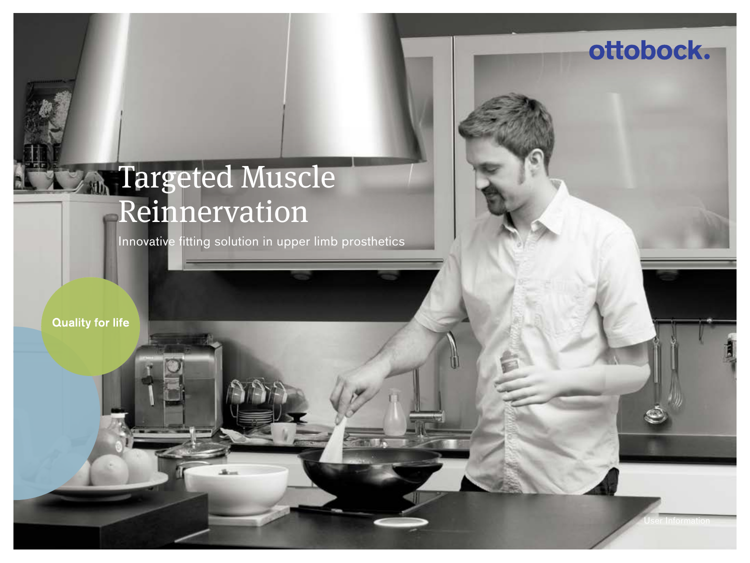ottobock.

# Targeted Muscle Reinnervation

Innovative fitting solution in upper limb prosthetics

Quality for life

User Information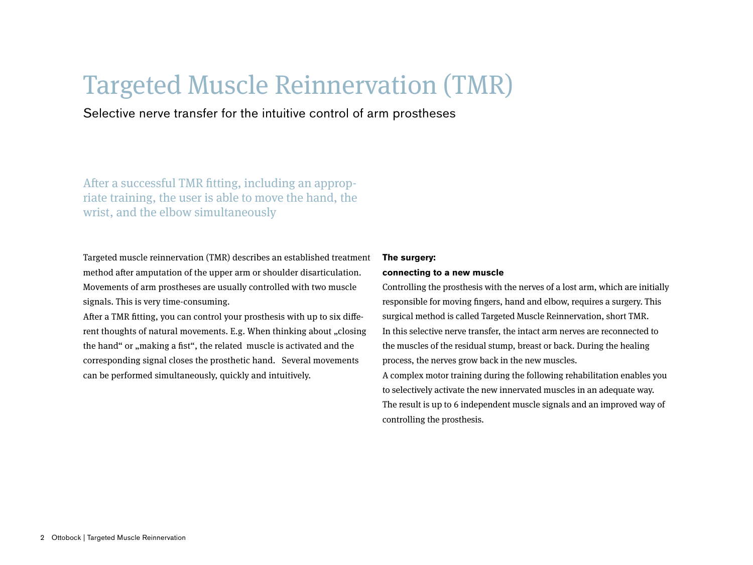# Targeted Muscle Reinnervation (TMR)

Selective nerve transfer for the intuitive control of arm prostheses

## After a successful TMR fitting, including an appropriate training, the user is able to move the hand, the wrist, and the elbow simultaneously

Targeted muscle reinnervation (TMR) describes an established treatment method after amputation of the upper arm or shoulder disarticulation. Movements of arm prostheses are usually controlled with two muscle signals. This is very time-consuming.

After a TMR fitting, you can control your prosthesis with up to six different thoughts of natural movements. E.g. When thinking about „closing the hand“ or „making a fist“, the related muscle is activated and the corresponding signal closes the prosthetic hand. Several movements can be performed simultaneously, quickly and intuitively.

**The surgery:**
**connecting to a new muscle**

Controlling the prosthesis with the nerves of a lost arm, which are initially responsible for moving fingers, hand and elbow, requires a surgery. This surgical method is called Targeted Muscle Reinnervation, short TMR.

In this selective nerve transfer, the intact arm nerves are reconnected to the muscles of the residual stump, breast or back. During the healing process, the nerves grow back in the new muscles.

A complex motor training during the following rehabilitation enables you to selectively activate the new innervated muscles in an adequate way. The result is up to 6 independent muscle signals and an improved way of controlling the prosthesis.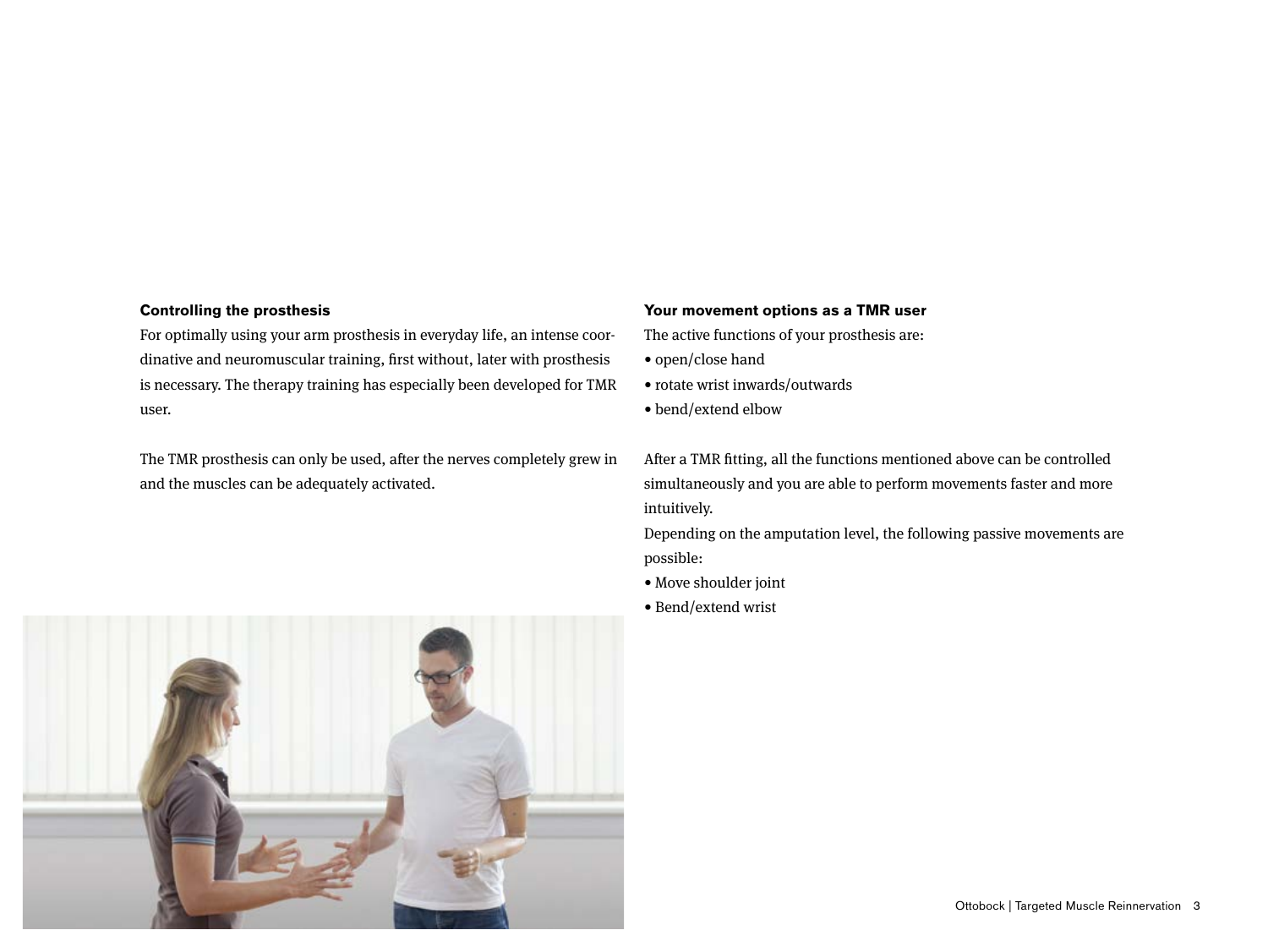### Controlling the prosthesis

For optimally using your arm prosthesis in everyday life, an intense coordinative and neuromuscular training, first without, later with prosthesis is necessary. The therapy training has especially been developed for TMR user.

The TMR prosthesis can only be used, after the nerves completely grew in and the muscles can be adequately activated.

### Your movement options as a TMR user

The active functions of your prosthesis are:

- open/close hand
- rotate wrist inwards/outwards
- bend/extend elbow

After a TMR fitting, all the functions mentioned above can be controlled simultaneously and you are able to perform movements faster and more intuitively.

Depending on the amputation level, the following passive movements are possible:

- Move shoulder joint
- Bend/extend wrist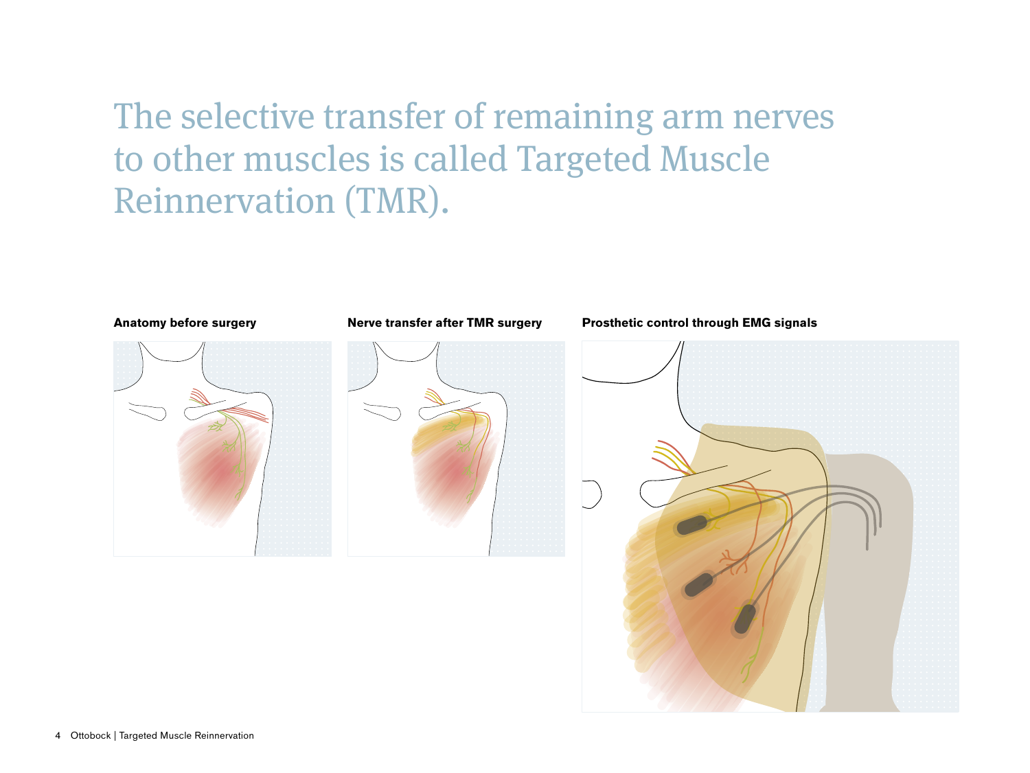# The selective transfer of remaining arm nerves to other muscles is called Targeted Muscle Reinnervation (TMR).

**Anatomy before surgery**

**Nerve transfer after TMR surgery**

**Prosthetic control through EMG signals**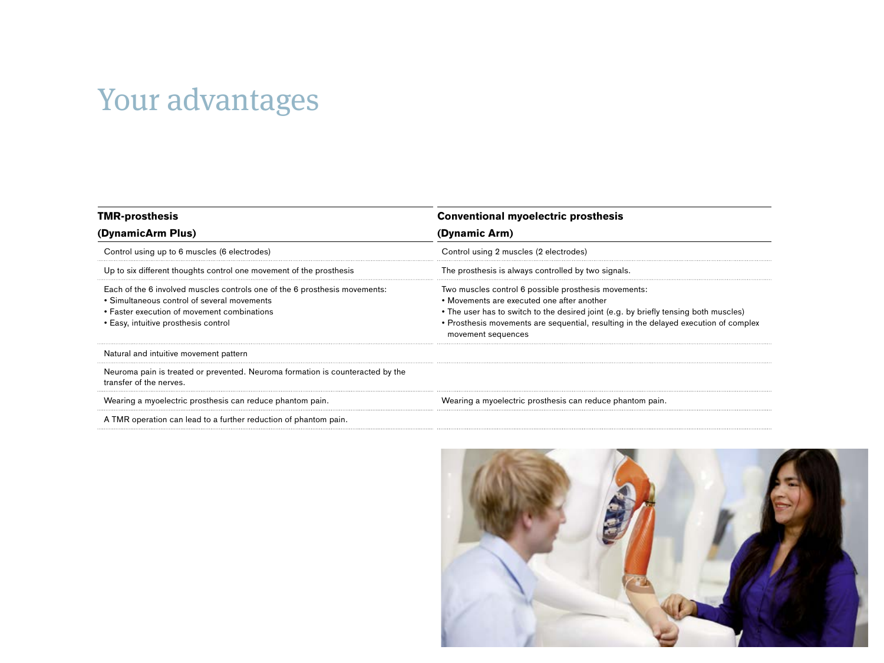# Your advantages

| TMR-prosthesis (DynamicArm Plus) | Conventional myoelectric prosthesis (Dynamic Arm) |
|---|---|
| Control using up to 6 muscles (6 electrodes) | Control using 2 muscles (2 electrodes) |
| Up to six different thoughts control one movement of the prosthesis | The prosthesis is always controlled by two signals. |
| Each of the 6 involved muscles controls one of the 6 prosthesis movements: • Simultaneous control of several movements • Faster execution of movement combinations • Easy, intuitive prosthesis control | Two muscles control 6 possible prosthesis movements: • Movements are executed one after another • The user has to switch to the desired joint (e.g. by briefly tensing both muscles) • Prosthesis movements are sequential, resulting in the delayed execution of complex movement sequences |
| Natural and intuitive movement pattern | |
| Neuroma pain is treated or prevented. Neuroma formation is counteracted by the transfer of the nerves. | |
| Wearing a myoelectric prosthesis can reduce phantom pain. | Wearing a myoelectric prosthesis can reduce phantom pain. |
| A TMR operation can lead to a further reduction of phantom pain. | |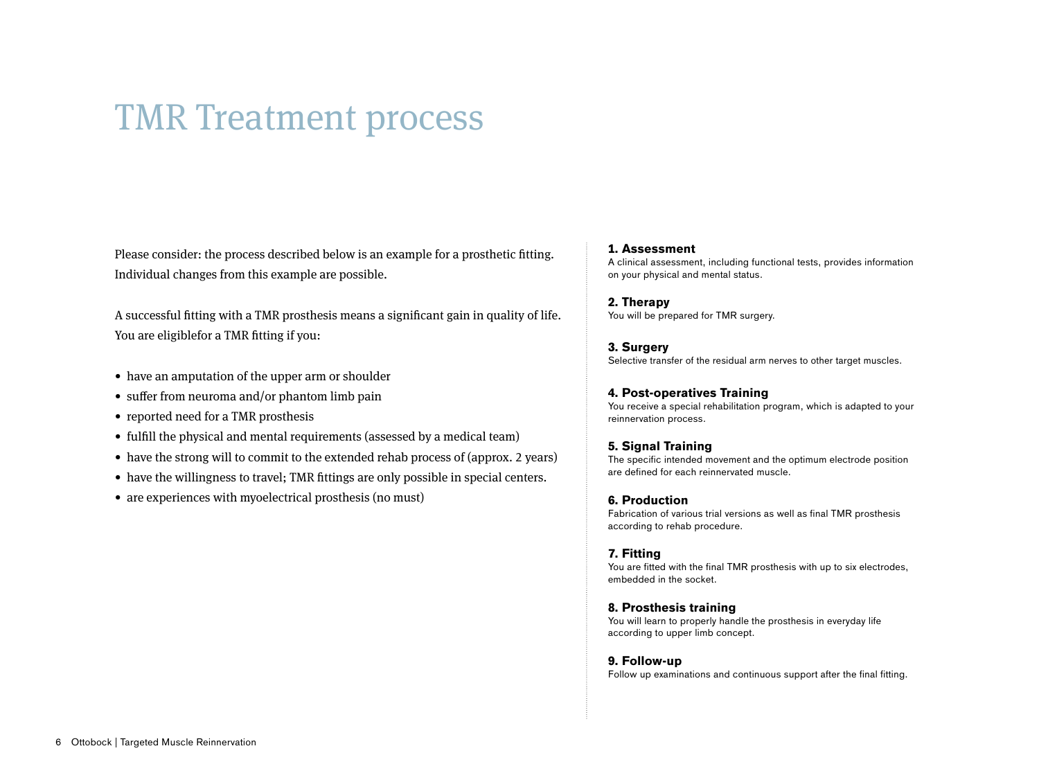# TMR Treatment process

Please consider: the process described below is an example for a prosthetic fitting. Individual changes from this example are possible.

A successful fitting with a TMR prosthesis means a significant gain in quality of life. You are eligiblefor a TMR fitting if you:

- have an amputation of the upper arm or shoulder
- suffer from neuroma and/or phantom limb pain
- reported need for a TMR prosthesis
- fulfill the physical and mental requirements (assessed by a medical team)
- have the strong will to commit to the extended rehab process of (approx. 2 years)
- have the willingness to travel; TMR fittings are only possible in special centers.
- are experiences with myoelectrical prosthesis (no must)

**1. Assessment**
A clinical assessment, including functional tests, provides information on your physical and mental status.

**2. Therapy**
You will be prepared for TMR surgery.

**3. Surgery**
Selective transfer of the residual arm nerves to other target muscles.

**4. Post-operatives Training**
You receive a special rehabilitation program, which is adapted to your reinnervation process.

**5. Signal Training**
The specific intended movement and the optimum electrode position are defined for each reinnervated muscle.

**6. Production**
Fabrication of various trial versions as well as final TMR prosthesis according to rehab procedure.

**7. Fitting**
You are fitted with the final TMR prosthesis with up to six electrodes, embedded in the socket.

**8. Prosthesis training**
You will learn to properly handle the prosthesis in everyday life according to upper limb concept.

**9. Follow-up**
Follow up examinations and continuous support after the final fitting.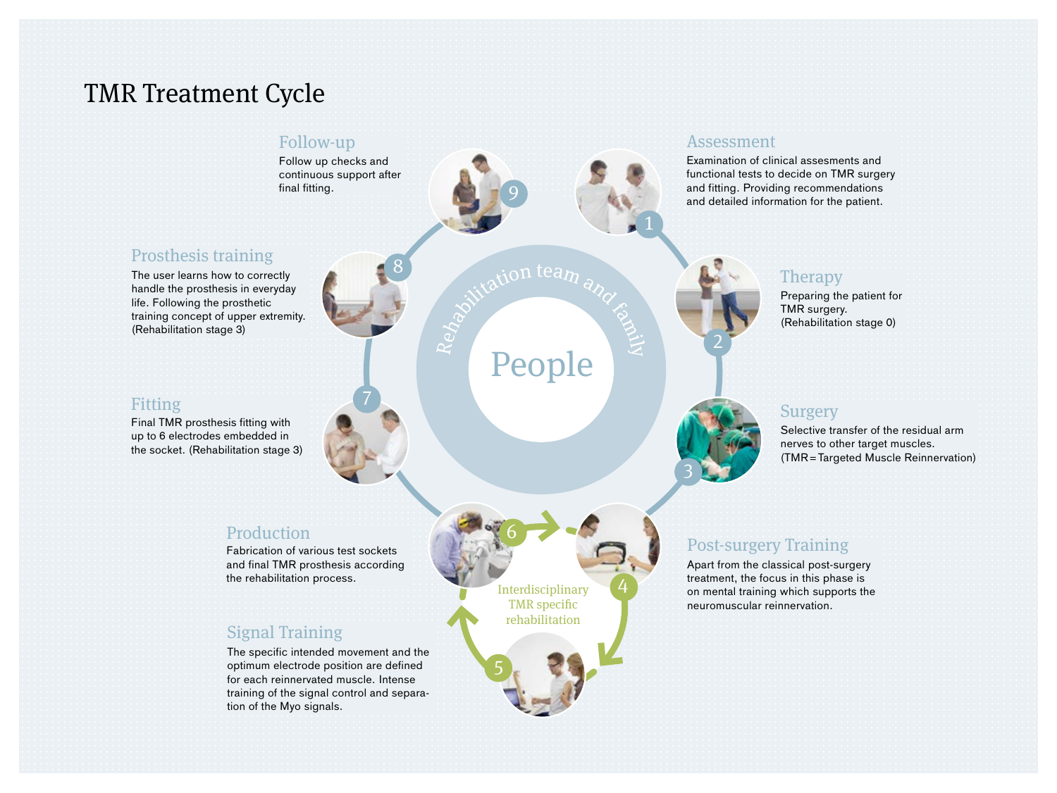# TMR Treatment Cycle

People

Rehabilitation team and family

Interdisciplinary TMR specific rehabilitation

## 1 Assessment

Examination of clinical assesments and functional tests to decide on TMR surgery and fitting. Providing recommendations and detailed information for the patient.

## 2 Therapy

Preparing the patient for TMR surgery. (Rehabilitation stage 0)

## 3 Surgery

Selective transfer of the residual arm nerves to other target muscles. (TMR = Targeted Muscle Reinnervation)

## 4 Post-surgery Training

Apart from the classical post-surgery treatment, the focus in this phase is on mental training which supports the neuromuscular reinnervation.

## 5 Signal Training

The specific intended movement and the optimum electrode position are defined for each reinnervated muscle. Intense training of the signal control and separation of the Myo signals.

## 6 Production

Fabrication of various test sockets and final TMR prosthesis according the rehabilitation process.

## 7 Fitting

Final TMR prosthesis fitting with up to 6 electrodes embedded in the socket. (Rehabilitation stage 3)

## 8 Prosthesis training

The user learns how to correctly handle the prosthesis in everyday life. Following the prosthetic training concept of upper extremity. (Rehabilitation stage 3)

## 9 Follow-up

Follow up checks and continuous support after final fitting.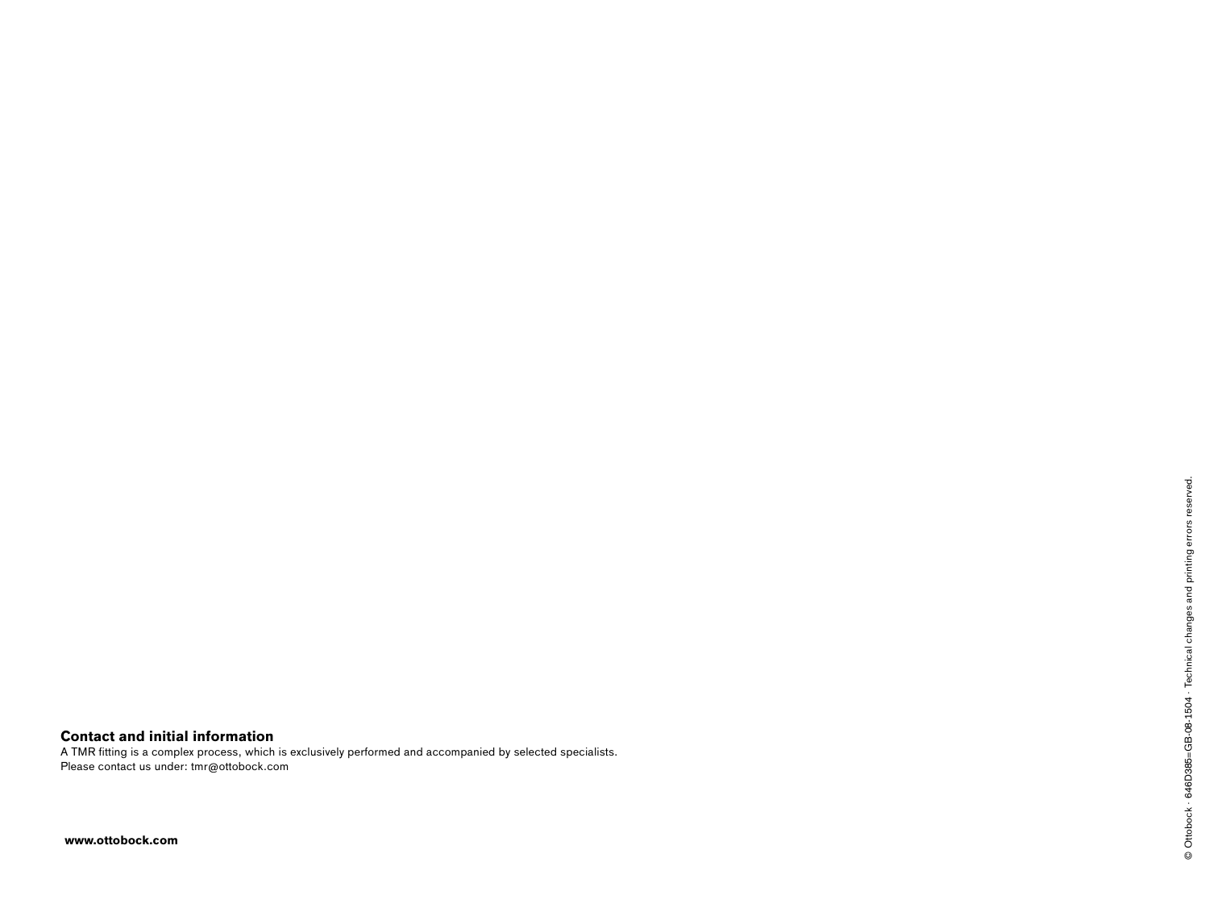**Contact and initial information**

A TMR fitting is a complex process, which is exclusively performed and accompanied by selected specialists.
Please contact us under: tmr@ottobock.com

**www.ottobock.com**

© Ottobock · 646D385=GB-08-1504 · Technical changes and printing errors reserved.